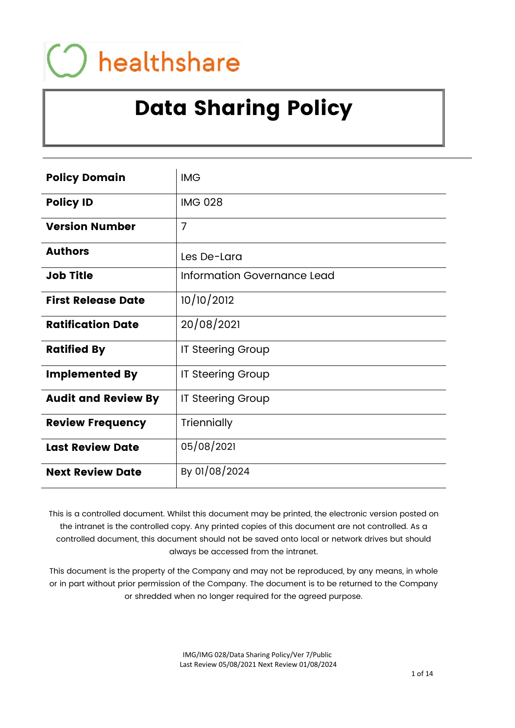healthshare

# Data Sharing Policy

| | |
|---|---|
| **Policy Domain** | IMG |
| **Policy ID** | IMG 028 |
| **Version Number** | 7 |
| **Authors** | Les De-Lara |
| **Job Title** | Information Governance Lead |
| **First Release Date** | 10/10/2012 |
| **Ratification Date** | 20/08/2021 |
| **Ratified By** | IT Steering Group |
| **Implemented By** | IT Steering Group |
| **Audit and Review By** | IT Steering Group |
| **Review Frequency** | Triennially |
| **Last Review Date** | 05/08/2021 |
| **Next Review Date** | By 01/08/2024 |

This is a controlled document. Whilst this document may be printed, the electronic version posted on the intranet is the controlled copy. Any printed copies of this document are not controlled. As a controlled document, this document should not be saved onto local or network drives but should always be accessed from the intranet.

This document is the property of the Company and may not be reproduced, by any means, in whole or in part without prior permission of the Company. The document is to be returned to the Company or shredded when no longer required for the agreed purpose.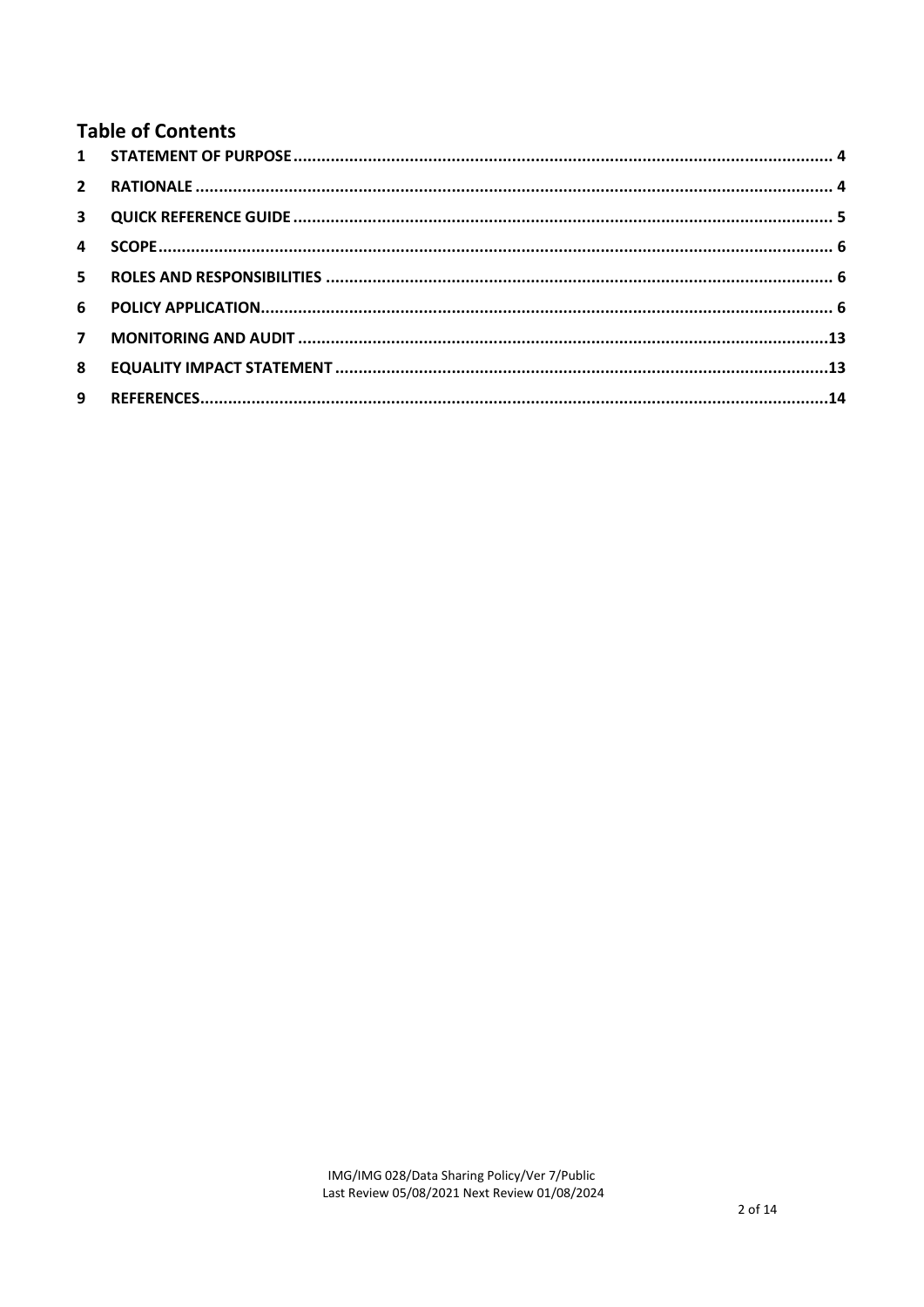## Table of Contents

| | | |
|---|---|---|
| 1 | STATEMENT OF PURPOSE | 4 |
| 2 | RATIONALE | 4 |
| 3 | QUICK REFERENCE GUIDE | 5 |
| 4 | SCOPE | 6 |
| 5 | ROLES AND RESPONSIBILITIES | 6 |
| 6 | POLICY APPLICATION | 6 |
| 7 | MONITORING AND AUDIT | 13 |
| 8 | EQUALITY IMPACT STATEMENT | 13 |
| 9 | REFERENCES | 14 |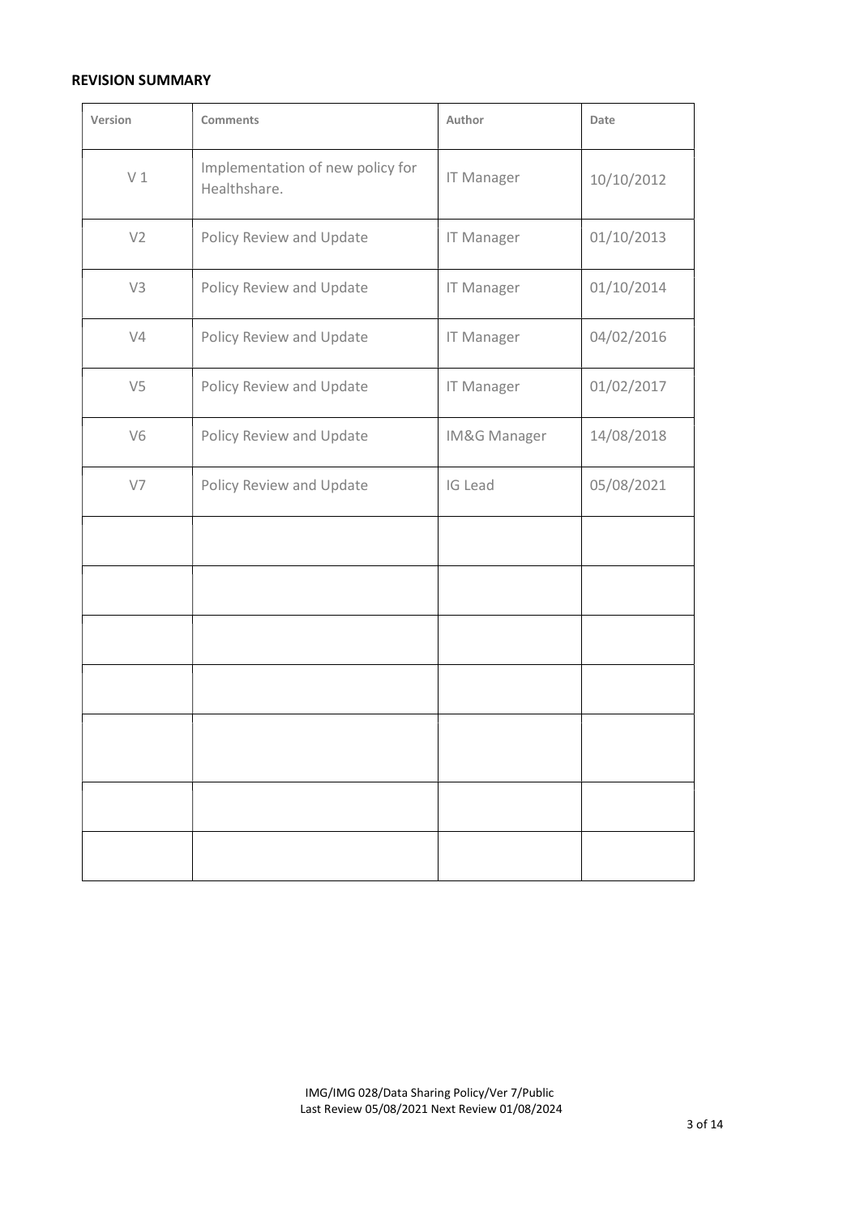## REVISION SUMMARY

| Version | Comments | Author | Date |
|---|---|---|---|
| V 1 | Implementation of new policy for Healthshare. | IT Manager | 10/10/2012 |
| V2 | Policy Review and Update | IT Manager | 01/10/2013 |
| V3 | Policy Review and Update | IT Manager | 01/10/2014 |
| V4 | Policy Review and Update | IT Manager | 04/02/2016 |
| V5 | Policy Review and Update | IT Manager | 01/02/2017 |
| V6 | Policy Review and Update | IM&G Manager | 14/08/2018 |
| V7 | Policy Review and Update | IG Lead | 05/08/2021 |
| | | | |
| | | | |
| | | | |
| | | | |
| | | | |
| | | | |
| | | | |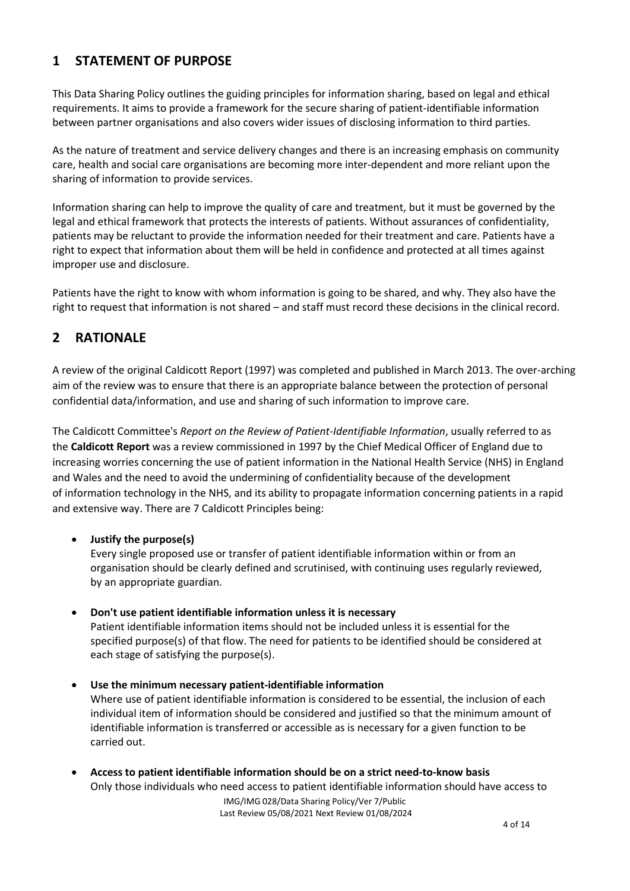## 1 STATEMENT OF PURPOSE

This Data Sharing Policy outlines the guiding principles for information sharing, based on legal and ethical requirements. It aims to provide a framework for the secure sharing of patient-identifiable information between partner organisations and also covers wider issues of disclosing information to third parties.

As the nature of treatment and service delivery changes and there is an increasing emphasis on community care, health and social care organisations are becoming more inter-dependent and more reliant upon the sharing of information to provide services.

Information sharing can help to improve the quality of care and treatment, but it must be governed by the legal and ethical framework that protects the interests of patients. Without assurances of confidentiality, patients may be reluctant to provide the information needed for their treatment and care. Patients have a right to expect that information about them will be held in confidence and protected at all times against improper use and disclosure.

Patients have the right to know with whom information is going to be shared, and why. They also have the right to request that information is not shared – and staff must record these decisions in the clinical record.

## 2 RATIONALE

A review of the original Caldicott Report (1997) was completed and published in March 2013. The over-arching aim of the review was to ensure that there is an appropriate balance between the protection of personal confidential data/information, and use and sharing of such information to improve care.

The Caldicott Committee's *Report on the Review of Patient-Identifiable Information*, usually referred to as the **Caldicott Report** was a review commissioned in 1997 by the Chief Medical Officer of England due to increasing worries concerning the use of patient information in the National Health Service (NHS) in England and Wales and the need to avoid the undermining of confidentiality because of the development of information technology in the NHS, and its ability to propagate information concerning patients in a rapid and extensive way. There are 7 Caldicott Principles being:

- **Justify the purpose(s)**
  Every single proposed use or transfer of patient identifiable information within or from an organisation should be clearly defined and scrutinised, with continuing uses regularly reviewed, by an appropriate guardian.

- **Don't use patient identifiable information unless it is necessary**
  Patient identifiable information items should not be included unless it is essential for the specified purpose(s) of that flow. The need for patients to be identified should be considered at each stage of satisfying the purpose(s).

- **Use the minimum necessary patient-identifiable information**
  Where use of patient identifiable information is considered to be essential, the inclusion of each individual item of information should be considered and justified so that the minimum amount of identifiable information is transferred or accessible as is necessary for a given function to be carried out.

- **Access to patient identifiable information should be on a strict need-to-know basis**
  Only those individuals who need access to patient identifiable information should have access to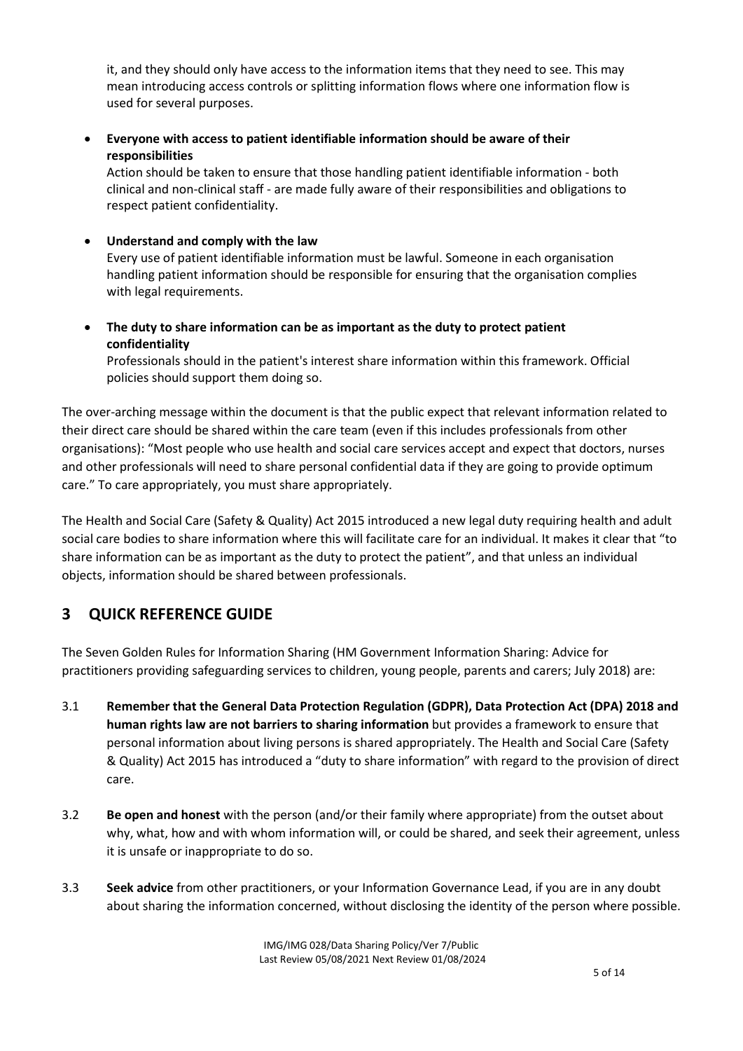it, and they should only have access to the information items that they need to see. This may mean introducing access controls or splitting information flows where one information flow is used for several purposes.

- **Everyone with access to patient identifiable information should be aware of their responsibilities**
  Action should be taken to ensure that those handling patient identifiable information - both clinical and non-clinical staff - are made fully aware of their responsibilities and obligations to respect patient confidentiality.

- **Understand and comply with the law**
  Every use of patient identifiable information must be lawful. Someone in each organisation handling patient information should be responsible for ensuring that the organisation complies with legal requirements.

- **The duty to share information can be as important as the duty to protect patient confidentiality**
  Professionals should in the patient's interest share information within this framework. Official policies should support them doing so.

The over-arching message within the document is that the public expect that relevant information related to their direct care should be shared within the care team (even if this includes professionals from other organisations): "Most people who use health and social care services accept and expect that doctors, nurses and other professionals will need to share personal confidential data if they are going to provide optimum care." To care appropriately, you must share appropriately.

The Health and Social Care (Safety & Quality) Act 2015 introduced a new legal duty requiring health and adult social care bodies to share information where this will facilitate care for an individual. It makes it clear that "to share information can be as important as the duty to protect the patient", and that unless an individual objects, information should be shared between professionals.

## 3 QUICK REFERENCE GUIDE

The Seven Golden Rules for Information Sharing (HM Government Information Sharing: Advice for practitioners providing safeguarding services to children, young people, parents and carers; July 2018) are:

3.1 **Remember that the General Data Protection Regulation (GDPR), Data Protection Act (DPA) 2018 and human rights law are not barriers to sharing information** but provides a framework to ensure that personal information about living persons is shared appropriately. The Health and Social Care (Safety & Quality) Act 2015 has introduced a "duty to share information" with regard to the provision of direct care.

3.2 **Be open and honest** with the person (and/or their family where appropriate) from the outset about why, what, how and with whom information will, or could be shared, and seek their agreement, unless it is unsafe or inappropriate to do so.

3.3 **Seek advice** from other practitioners, or your Information Governance Lead, if you are in any doubt about sharing the information concerned, without disclosing the identity of the person where possible.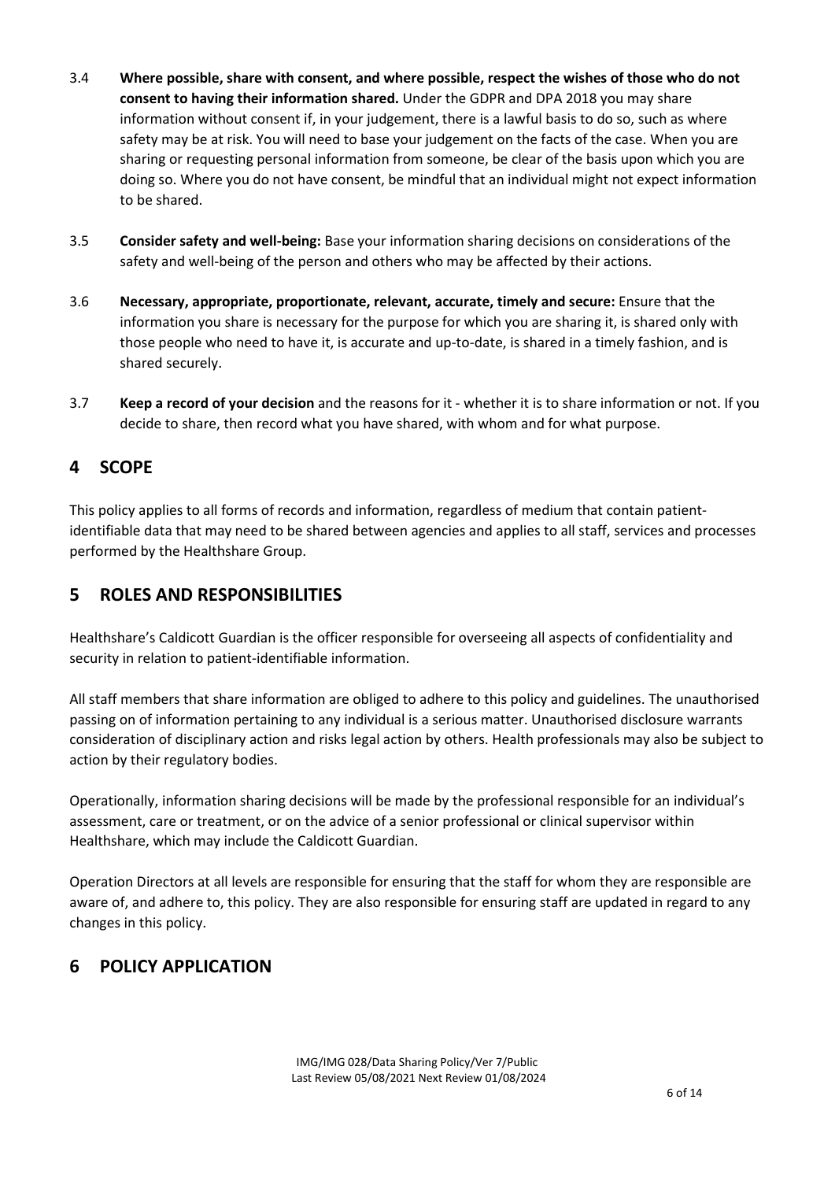3.4 **Where possible, share with consent, and where possible, respect the wishes of those who do not consent to having their information shared.** Under the GDPR and DPA 2018 you may share information without consent if, in your judgement, there is a lawful basis to do so, such as where safety may be at risk. You will need to base your judgement on the facts of the case. When you are sharing or requesting personal information from someone, be clear of the basis upon which you are doing so. Where you do not have consent, be mindful that an individual might not expect information to be shared.

3.5 **Consider safety and well-being:** Base your information sharing decisions on considerations of the safety and well-being of the person and others who may be affected by their actions.

3.6 **Necessary, appropriate, proportionate, relevant, accurate, timely and secure:** Ensure that the information you share is necessary for the purpose for which you are sharing it, is shared only with those people who need to have it, is accurate and up-to-date, is shared in a timely fashion, and is shared securely.

3.7 **Keep a record of your decision** and the reasons for it - whether it is to share information or not. If you decide to share, then record what you have shared, with whom and for what purpose.

## 4 SCOPE

This policy applies to all forms of records and information, regardless of medium that contain patient-identifiable data that may need to be shared between agencies and applies to all staff, services and processes performed by the Healthshare Group.

## 5 ROLES AND RESPONSIBILITIES

Healthshare's Caldicott Guardian is the officer responsible for overseeing all aspects of confidentiality and security in relation to patient-identifiable information.

All staff members that share information are obliged to adhere to this policy and guidelines. The unauthorised passing on of information pertaining to any individual is a serious matter. Unauthorised disclosure warrants consideration of disciplinary action and risks legal action by others. Health professionals may also be subject to action by their regulatory bodies.

Operationally, information sharing decisions will be made by the professional responsible for an individual's assessment, care or treatment, or on the advice of a senior professional or clinical supervisor within Healthshare, which may include the Caldicott Guardian.

Operation Directors at all levels are responsible for ensuring that the staff for whom they are responsible are aware of, and adhere to, this policy. They are also responsible for ensuring staff are updated in regard to any changes in this policy.

## 6 POLICY APPLICATION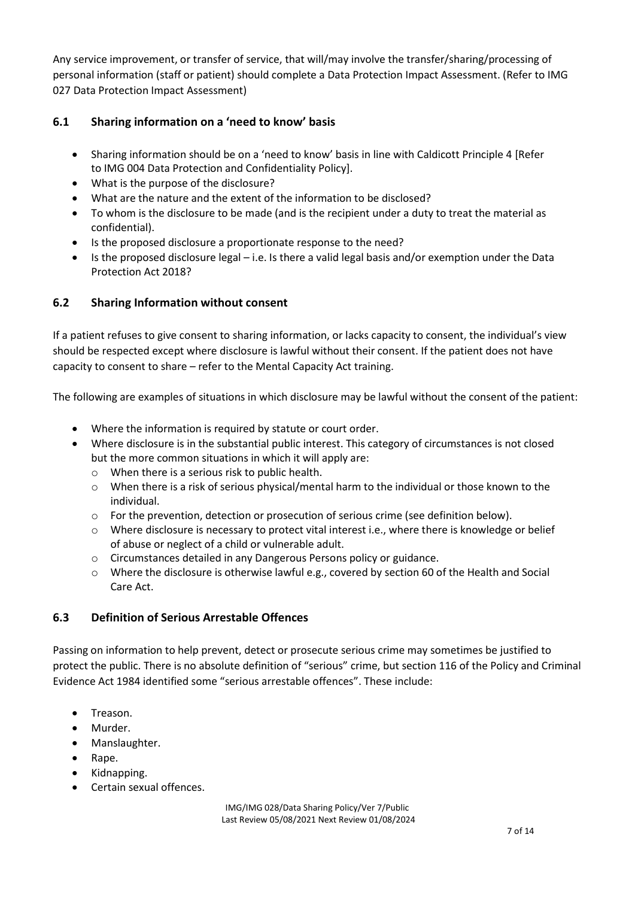Any service improvement, or transfer of service, that will/may involve the transfer/sharing/processing of personal information (staff or patient) should complete a Data Protection Impact Assessment. (Refer to IMG 027 Data Protection Impact Assessment)

## 6.1 Sharing information on a 'need to know' basis

- Sharing information should be on a 'need to know' basis in line with Caldicott Principle 4 [Refer to IMG 004 Data Protection and Confidentiality Policy].
- What is the purpose of the disclosure?
- What are the nature and the extent of the information to be disclosed?
- To whom is the disclosure to be made (and is the recipient under a duty to treat the material as confidential).
- Is the proposed disclosure a proportionate response to the need?
- Is the proposed disclosure legal – i.e. Is there a valid legal basis and/or exemption under the Data Protection Act 2018?

## 6.2 Sharing Information without consent

If a patient refuses to give consent to sharing information, or lacks capacity to consent, the individual's view should be respected except where disclosure is lawful without their consent. If the patient does not have capacity to consent to share – refer to the Mental Capacity Act training.

The following are examples of situations in which disclosure may be lawful without the consent of the patient:

- Where the information is required by statute or court order.
- Where disclosure is in the substantial public interest. This category of circumstances is not closed but the more common situations in which it will apply are:
  - When there is a serious risk to public health.
  - When there is a risk of serious physical/mental harm to the individual or those known to the individual.
  - For the prevention, detection or prosecution of serious crime (see definition below).
  - Where disclosure is necessary to protect vital interest i.e., where there is knowledge or belief of abuse or neglect of a child or vulnerable adult.
  - Circumstances detailed in any Dangerous Persons policy or guidance.
  - Where the disclosure is otherwise lawful e.g., covered by section 60 of the Health and Social Care Act.

## 6.3 Definition of Serious Arrestable Offences

Passing on information to help prevent, detect or prosecute serious crime may sometimes be justified to protect the public. There is no absolute definition of "serious" crime, but section 116 of the Policy and Criminal Evidence Act 1984 identified some "serious arrestable offences". These include:

- Treason.
- Murder.
- Manslaughter.
- Rape.
- Kidnapping.
- Certain sexual offences.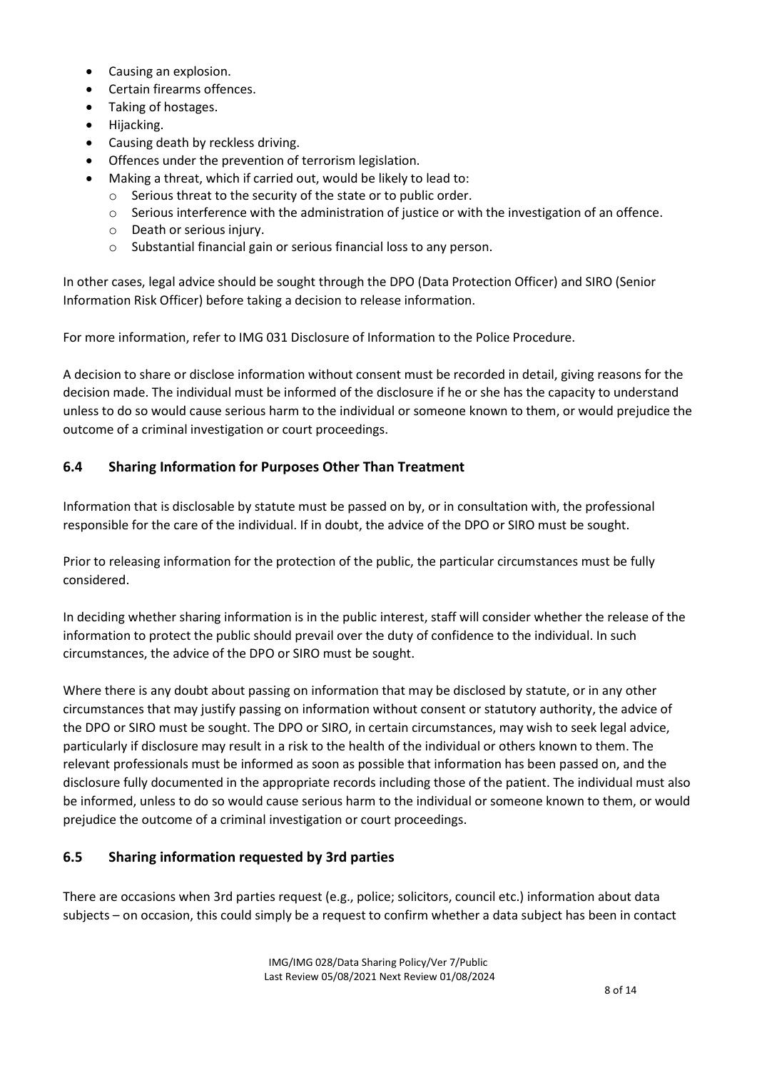- Causing an explosion.
- Certain firearms offences.
- Taking of hostages.
- Hijacking.
- Causing death by reckless driving.
- Offences under the prevention of terrorism legislation.
- Making a threat, which if carried out, would be likely to lead to:
  - Serious threat to the security of the state or to public order.
  - Serious interference with the administration of justice or with the investigation of an offence.
  - Death or serious injury.
  - Substantial financial gain or serious financial loss to any person.

In other cases, legal advice should be sought through the DPO (Data Protection Officer) and SIRO (Senior Information Risk Officer) before taking a decision to release information.

For more information, refer to IMG 031 Disclosure of Information to the Police Procedure.

A decision to share or disclose information without consent must be recorded in detail, giving reasons for the decision made. The individual must be informed of the disclosure if he or she has the capacity to understand unless to do so would cause serious harm to the individual or someone known to them, or would prejudice the outcome of a criminal investigation or court proceedings.

## 6.4 Sharing Information for Purposes Other Than Treatment

Information that is disclosable by statute must be passed on by, or in consultation with, the professional responsible for the care of the individual. If in doubt, the advice of the DPO or SIRO must be sought.

Prior to releasing information for the protection of the public, the particular circumstances must be fully considered.

In deciding whether sharing information is in the public interest, staff will consider whether the release of the information to protect the public should prevail over the duty of confidence to the individual. In such circumstances, the advice of the DPO or SIRO must be sought.

Where there is any doubt about passing on information that may be disclosed by statute, or in any other circumstances that may justify passing on information without consent or statutory authority, the advice of the DPO or SIRO must be sought. The DPO or SIRO, in certain circumstances, may wish to seek legal advice, particularly if disclosure may result in a risk to the health of the individual or others known to them. The relevant professionals must be informed as soon as possible that information has been passed on, and the disclosure fully documented in the appropriate records including those of the patient. The individual must also be informed, unless to do so would cause serious harm to the individual or someone known to them, or would prejudice the outcome of a criminal investigation or court proceedings.

## 6.5 Sharing information requested by 3rd parties

There are occasions when 3rd parties request (e.g., police; solicitors, council etc.) information about data subjects – on occasion, this could simply be a request to confirm whether a data subject has been in contact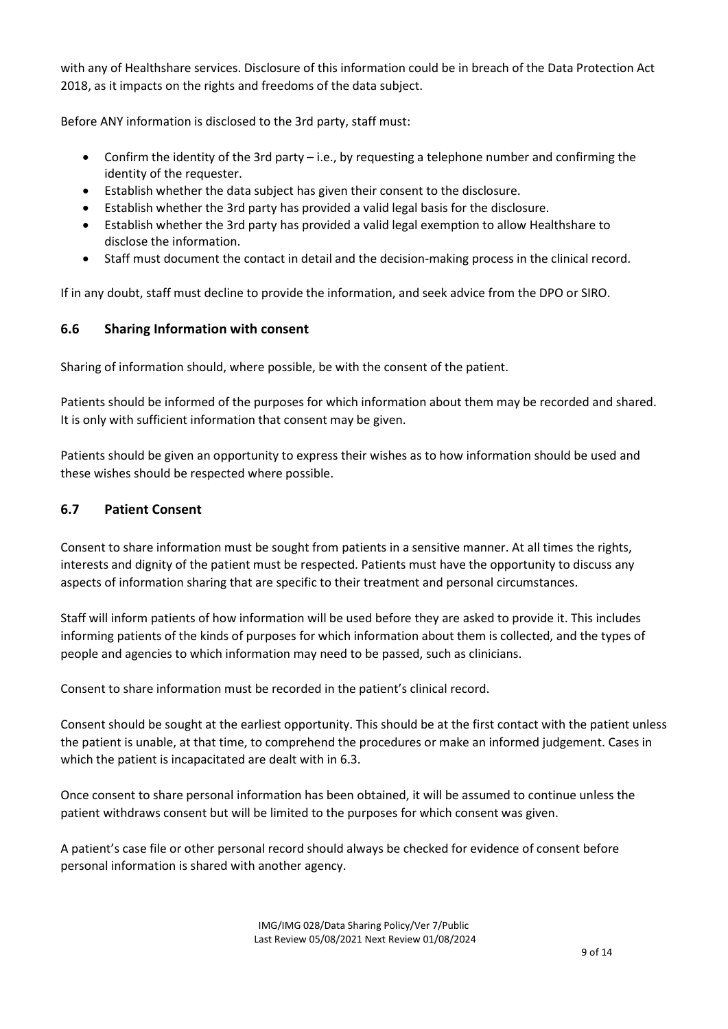with any of Healthshare services. Disclosure of this information could be in breach of the Data Protection Act 2018, as it impacts on the rights and freedoms of the data subject.

Before ANY information is disclosed to the 3rd party, staff must:

- Confirm the identity of the 3rd party – i.e., by requesting a telephone number and confirming the identity of the requester.
- Establish whether the data subject has given their consent to the disclosure.
- Establish whether the 3rd party has provided a valid legal basis for the disclosure.
- Establish whether the 3rd party has provided a valid legal exemption to allow Healthshare to disclose the information.
- Staff must document the contact in detail and the decision-making process in the clinical record.

If in any doubt, staff must decline to provide the information, and seek advice from the DPO or SIRO.

### 6.6 Sharing Information with consent

Sharing of information should, where possible, be with the consent of the patient.

Patients should be informed of the purposes for which information about them may be recorded and shared. It is only with sufficient information that consent may be given.

Patients should be given an opportunity to express their wishes as to how information should be used and these wishes should be respected where possible.

### 6.7 Patient Consent

Consent to share information must be sought from patients in a sensitive manner. At all times the rights, interests and dignity of the patient must be respected. Patients must have the opportunity to discuss any aspects of information sharing that are specific to their treatment and personal circumstances.

Staff will inform patients of how information will be used before they are asked to provide it. This includes informing patients of the kinds of purposes for which information about them is collected, and the types of people and agencies to which information may need to be passed, such as clinicians.

Consent to share information must be recorded in the patient's clinical record.

Consent should be sought at the earliest opportunity. This should be at the first contact with the patient unless the patient is unable, at that time, to comprehend the procedures or make an informed judgement. Cases in which the patient is incapacitated are dealt with in 6.3.

Once consent to share personal information has been obtained, it will be assumed to continue unless the patient withdraws consent but will be limited to the purposes for which consent was given.

A patient's case file or other personal record should always be checked for evidence of consent before personal information is shared with another agency.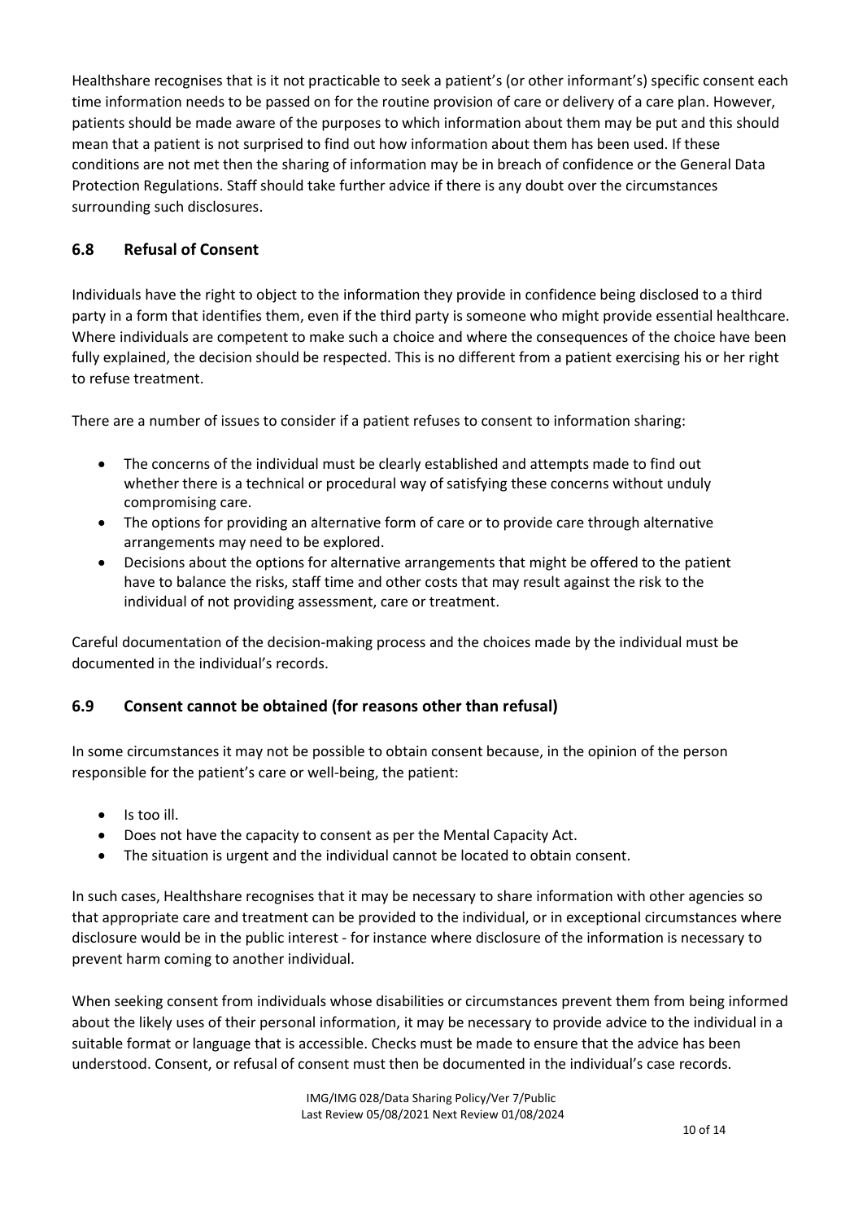Healthshare recognises that is it not practicable to seek a patient's (or other informant's) specific consent each time information needs to be passed on for the routine provision of care or delivery of a care plan. However, patients should be made aware of the purposes to which information about them may be put and this should mean that a patient is not surprised to find out how information about them has been used. If these conditions are not met then the sharing of information may be in breach of confidence or the General Data Protection Regulations. Staff should take further advice if there is any doubt over the circumstances surrounding such disclosures.

## 6.8 Refusal of Consent

Individuals have the right to object to the information they provide in confidence being disclosed to a third party in a form that identifies them, even if the third party is someone who might provide essential healthcare. Where individuals are competent to make such a choice and where the consequences of the choice have been fully explained, the decision should be respected. This is no different from a patient exercising his or her right to refuse treatment.

There are a number of issues to consider if a patient refuses to consent to information sharing:

- The concerns of the individual must be clearly established and attempts made to find out whether there is a technical or procedural way of satisfying these concerns without unduly compromising care.
- The options for providing an alternative form of care or to provide care through alternative arrangements may need to be explored.
- Decisions about the options for alternative arrangements that might be offered to the patient have to balance the risks, staff time and other costs that may result against the risk to the individual of not providing assessment, care or treatment.

Careful documentation of the decision-making process and the choices made by the individual must be documented in the individual's records.

## 6.9 Consent cannot be obtained (for reasons other than refusal)

In some circumstances it may not be possible to obtain consent because, in the opinion of the person responsible for the patient's care or well-being, the patient:

- Is too ill.
- Does not have the capacity to consent as per the Mental Capacity Act.
- The situation is urgent and the individual cannot be located to obtain consent.

In such cases, Healthshare recognises that it may be necessary to share information with other agencies so that appropriate care and treatment can be provided to the individual, or in exceptional circumstances where disclosure would be in the public interest - for instance where disclosure of the information is necessary to prevent harm coming to another individual.

When seeking consent from individuals whose disabilities or circumstances prevent them from being informed about the likely uses of their personal information, it may be necessary to provide advice to the individual in a suitable format or language that is accessible. Checks must be made to ensure that the advice has been understood. Consent, or refusal of consent must then be documented in the individual's case records.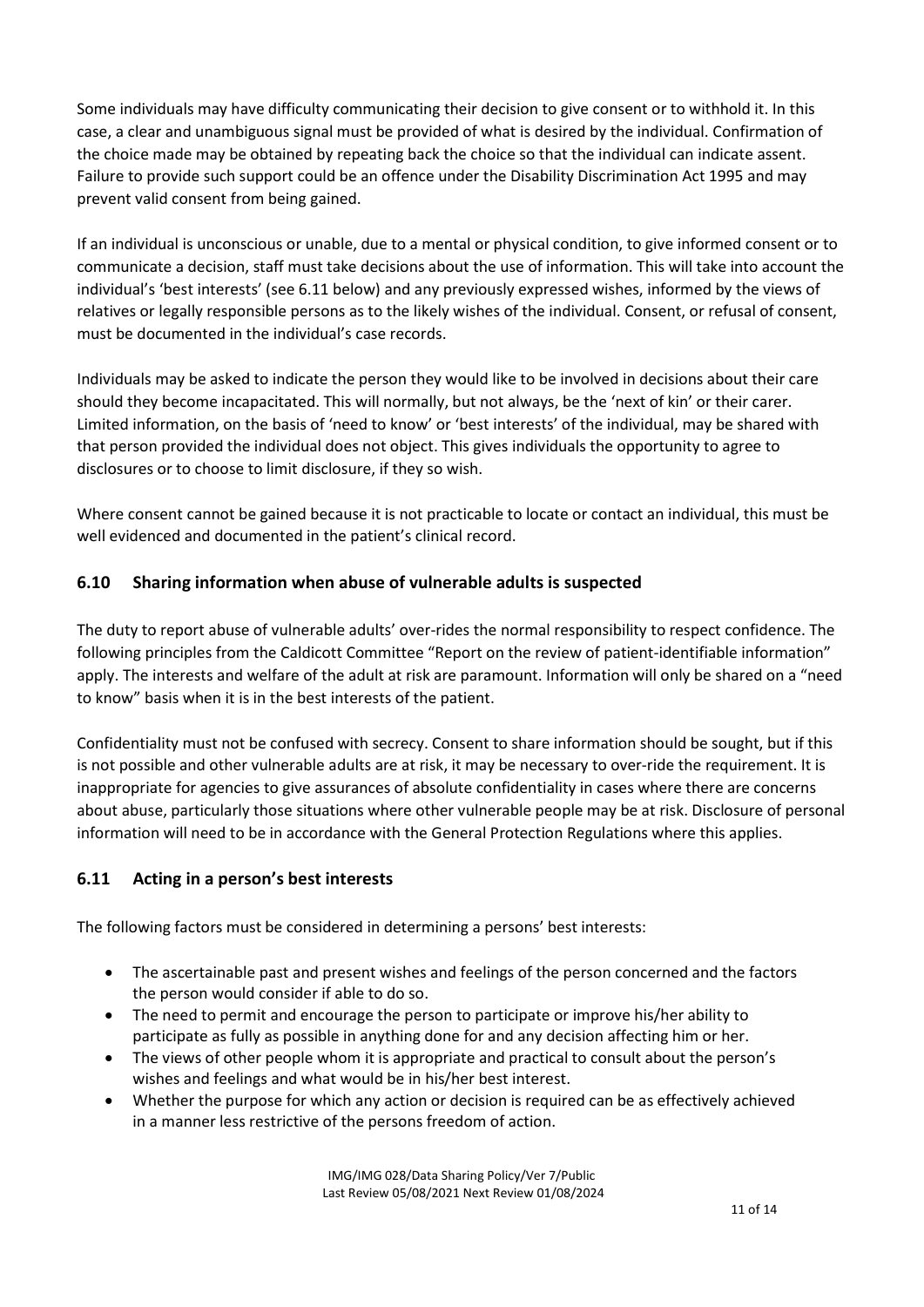Some individuals may have difficulty communicating their decision to give consent or to withhold it. In this case, a clear and unambiguous signal must be provided of what is desired by the individual. Confirmation of the choice made may be obtained by repeating back the choice so that the individual can indicate assent. Failure to provide such support could be an offence under the Disability Discrimination Act 1995 and may prevent valid consent from being gained.

If an individual is unconscious or unable, due to a mental or physical condition, to give informed consent or to communicate a decision, staff must take decisions about the use of information. This will take into account the individual's 'best interests' (see 6.11 below) and any previously expressed wishes, informed by the views of relatives or legally responsible persons as to the likely wishes of the individual. Consent, or refusal of consent, must be documented in the individual's case records.

Individuals may be asked to indicate the person they would like to be involved in decisions about their care should they become incapacitated. This will normally, but not always, be the 'next of kin' or their carer. Limited information, on the basis of 'need to know' or 'best interests' of the individual, may be shared with that person provided the individual does not object. This gives individuals the opportunity to agree to disclosures or to choose to limit disclosure, if they so wish.

Where consent cannot be gained because it is not practicable to locate or contact an individual, this must be well evidenced and documented in the patient's clinical record.

## 6.10 Sharing information when abuse of vulnerable adults is suspected

The duty to report abuse of vulnerable adults' over-rides the normal responsibility to respect confidence. The following principles from the Caldicott Committee "Report on the review of patient-identifiable information" apply. The interests and welfare of the adult at risk are paramount. Information will only be shared on a "need to know" basis when it is in the best interests of the patient.

Confidentiality must not be confused with secrecy. Consent to share information should be sought, but if this is not possible and other vulnerable adults are at risk, it may be necessary to over-ride the requirement. It is inappropriate for agencies to give assurances of absolute confidentiality in cases where there are concerns about abuse, particularly those situations where other vulnerable people may be at risk. Disclosure of personal information will need to be in accordance with the General Protection Regulations where this applies.

## 6.11 Acting in a person's best interests

The following factors must be considered in determining a persons' best interests:

- The ascertainable past and present wishes and feelings of the person concerned and the factors the person would consider if able to do so.
- The need to permit and encourage the person to participate or improve his/her ability to participate as fully as possible in anything done for and any decision affecting him or her.
- The views of other people whom it is appropriate and practical to consult about the person's wishes and feelings and what would be in his/her best interest.
- Whether the purpose for which any action or decision is required can be as effectively achieved in a manner less restrictive of the persons freedom of action.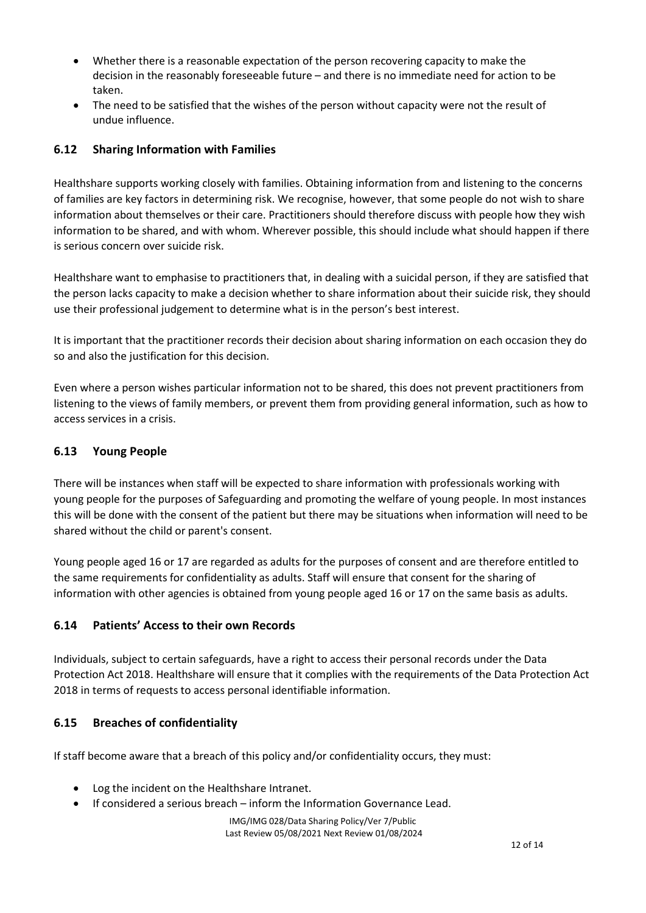- Whether there is a reasonable expectation of the person recovering capacity to make the decision in the reasonably foreseeable future – and there is no immediate need for action to be taken.
- The need to be satisfied that the wishes of the person without capacity were not the result of undue influence.

### 6.12 Sharing Information with Families

Healthshare supports working closely with families. Obtaining information from and listening to the concerns of families are key factors in determining risk. We recognise, however, that some people do not wish to share information about themselves or their care. Practitioners should therefore discuss with people how they wish information to be shared, and with whom. Wherever possible, this should include what should happen if there is serious concern over suicide risk.

Healthshare want to emphasise to practitioners that, in dealing with a suicidal person, if they are satisfied that the person lacks capacity to make a decision whether to share information about their suicide risk, they should use their professional judgement to determine what is in the person's best interest.

It is important that the practitioner records their decision about sharing information on each occasion they do so and also the justification for this decision.

Even where a person wishes particular information not to be shared, this does not prevent practitioners from listening to the views of family members, or prevent them from providing general information, such as how to access services in a crisis.

### 6.13 Young People

There will be instances when staff will be expected to share information with professionals working with young people for the purposes of Safeguarding and promoting the welfare of young people. In most instances this will be done with the consent of the patient but there may be situations when information will need to be shared without the child or parent's consent.

Young people aged 16 or 17 are regarded as adults for the purposes of consent and are therefore entitled to the same requirements for confidentiality as adults. Staff will ensure that consent for the sharing of information with other agencies is obtained from young people aged 16 or 17 on the same basis as adults.

### 6.14 Patients' Access to their own Records

Individuals, subject to certain safeguards, have a right to access their personal records under the Data Protection Act 2018. Healthshare will ensure that it complies with the requirements of the Data Protection Act 2018 in terms of requests to access personal identifiable information.

### 6.15 Breaches of confidentiality

If staff become aware that a breach of this policy and/or confidentiality occurs, they must:

- Log the incident on the Healthshare Intranet.
- If considered a serious breach – inform the Information Governance Lead.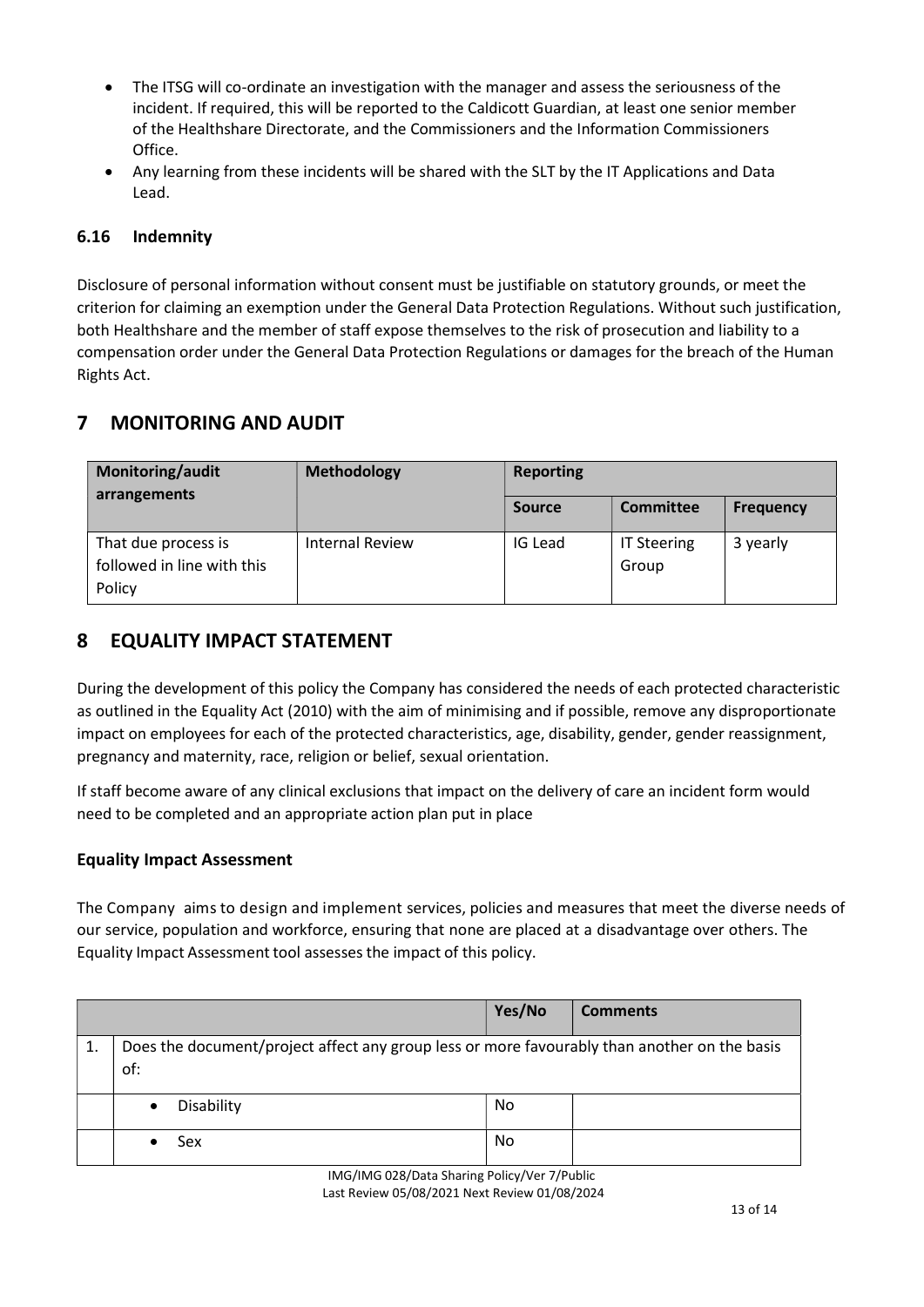- The ITSG will co-ordinate an investigation with the manager and assess the seriousness of the incident. If required, this will be reported to the Caldicott Guardian, at least one senior member of the Healthshare Directorate, and the Commissioners and the Information Commissioners Office.
- Any learning from these incidents will be shared with the SLT by the IT Applications and Data Lead.

### 6.16 Indemnity

Disclosure of personal information without consent must be justifiable on statutory grounds, or meet the criterion for claiming an exemption under the General Data Protection Regulations. Without such justification, both Healthshare and the member of staff expose themselves to the risk of prosecution and liability to a compensation order under the General Data Protection Regulations or damages for the breach of the Human Rights Act.

## 7 MONITORING AND AUDIT

| Monitoring/audit arrangements | Methodology | Reporting | | |
|---|---|---|---|---|
| | | **Source** | **Committee** | **Frequency** |
| That due process is followed in line with this Policy | Internal Review | IG Lead | IT Steering Group | 3 yearly |

## 8 EQUALITY IMPACT STATEMENT

During the development of this policy the Company has considered the needs of each protected characteristic as outlined in the Equality Act (2010) with the aim of minimising and if possible, remove any disproportionate impact on employees for each of the protected characteristics, age, disability, gender, gender reassignment, pregnancy and maternity, race, religion or belief, sexual orientation.

If staff become aware of any clinical exclusions that impact on the delivery of care an incident form would need to be completed and an appropriate action plan put in place

### Equality Impact Assessment

The Company aims to design and implement services, policies and measures that meet the diverse needs of our service, population and workforce, ensuring that none are placed at a disadvantage over others. The Equality Impact Assessment tool assesses the impact of this policy.

| | | Yes/No | Comments |
|---|---|---|---|
| 1. | Does the document/project affect any group less or more favourably than another on the basis of: | | |
| | • Disability | No | |
| | • Sex | No | |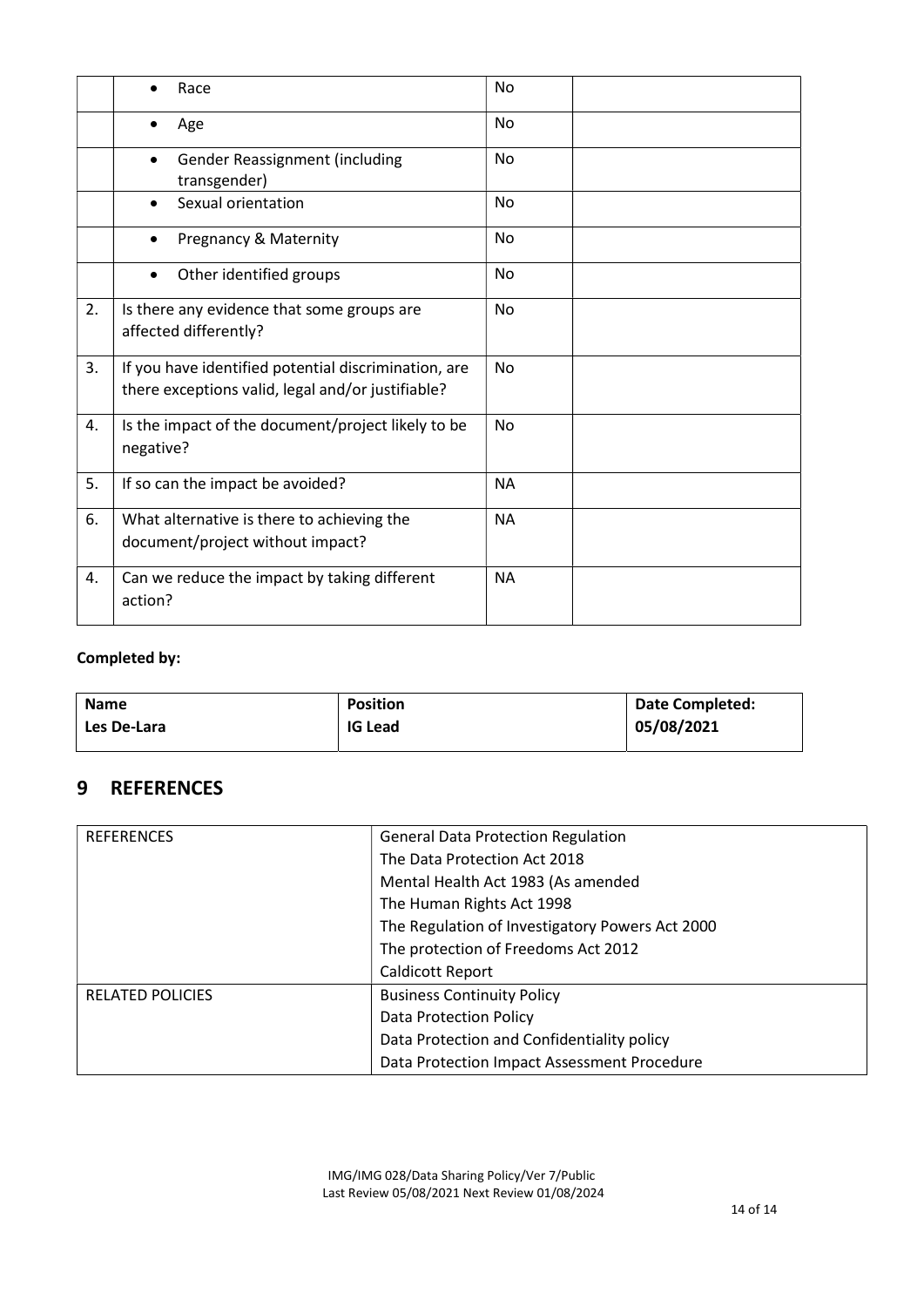| | | | |
|---|---|---|---|
| | • Race | No | |
| | • Age | No | |
| | • Gender Reassignment (including transgender) | No | |
| | • Sexual orientation | No | |
| | • Pregnancy & Maternity | No | |
| | • Other identified groups | No | |
| 2. | Is there any evidence that some groups are affected differently? | No | |
| 3. | If you have identified potential discrimination, are there exceptions valid, legal and/or justifiable? | No | |
| 4. | Is the impact of the document/project likely to be negative? | No | |
| 5. | If so can the impact be avoided? | NA | |
| 6. | What alternative is there to achieving the document/project without impact? | NA | |
| 4. | Can we reduce the impact by taking different action? | NA | |

**Completed by:**

| **Name** | **Position** | **Date Completed:** |
|---|---|---|
| **Les De-Lara** | **IG Lead** | **05/08/2021** |

## 9 REFERENCES

| | |
|---|---|
| REFERENCES | General Data Protection Regulation<br>The Data Protection Act 2018<br>Mental Health Act 1983 (As amended<br>The Human Rights Act 1998<br>The Regulation of Investigatory Powers Act 2000<br>The protection of Freedoms Act 2012<br>Caldicott Report |
| RELATED POLICIES | Business Continuity Policy<br>Data Protection Policy<br>Data Protection and Confidentiality policy<br>Data Protection Impact Assessment Procedure |

IMG/IMG 028/Data Sharing Policy/Ver 7/Public
Last Review 05/08/2021 Next Review 01/08/2024